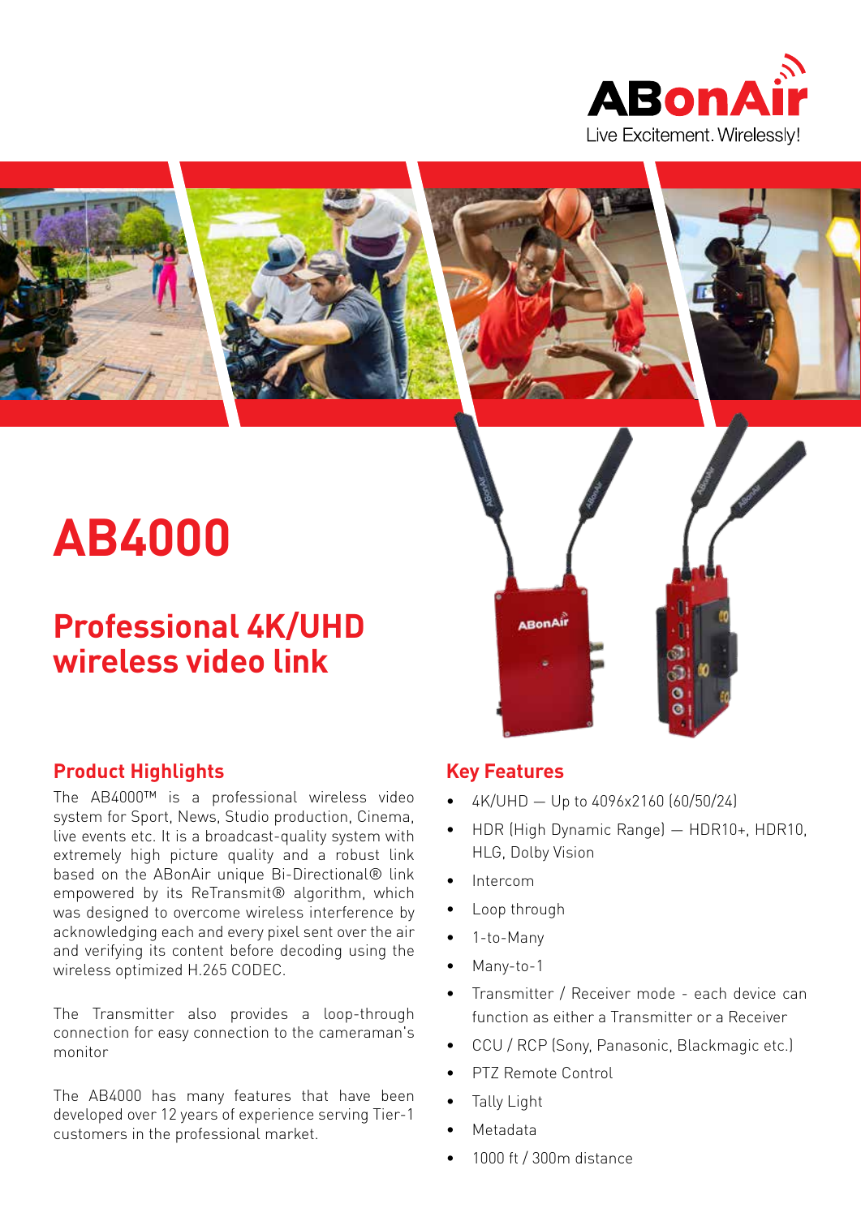ABonAir

Live Excitement. Wirelessly!

# AB4000

## Professional 4K/UHD wireless video link

### Product Highlights

The AB4000™ is a professional wireless video system for Sport, News, Studio production, Cinema, live events etc. It is a broadcast-quality system with extremely high picture quality and a robust link based on the ABonAir unique Bi-Directional® link empowered by its ReTransmit® algorithm, which was designed to overcome wireless interference by acknowledging each and every pixel sent over the air and verifying its content before decoding using the wireless optimized H.265 CODEC.

The Transmitter also provides a loop-through connection for easy connection to the cameraman's monitor

The AB4000 has many features that have been developed over 12 years of experience serving Tier-1 customers in the professional market.

### Key Features

- 4K/UHD — Up to 4096x2160 (60/50/24)
- HDR (High Dynamic Range) — HDR10+, HDR10, HLG, Dolby Vision
- Intercom
- Loop through
- 1-to-Many
- Many-to-1
- Transmitter / Receiver mode - each device can function as either a Transmitter or a Receiver
- CCU / RCP (Sony, Panasonic, Blackmagic etc.)
- PTZ Remote Control
- Tally Light
- Metadata
- 1000 ft / 300m distance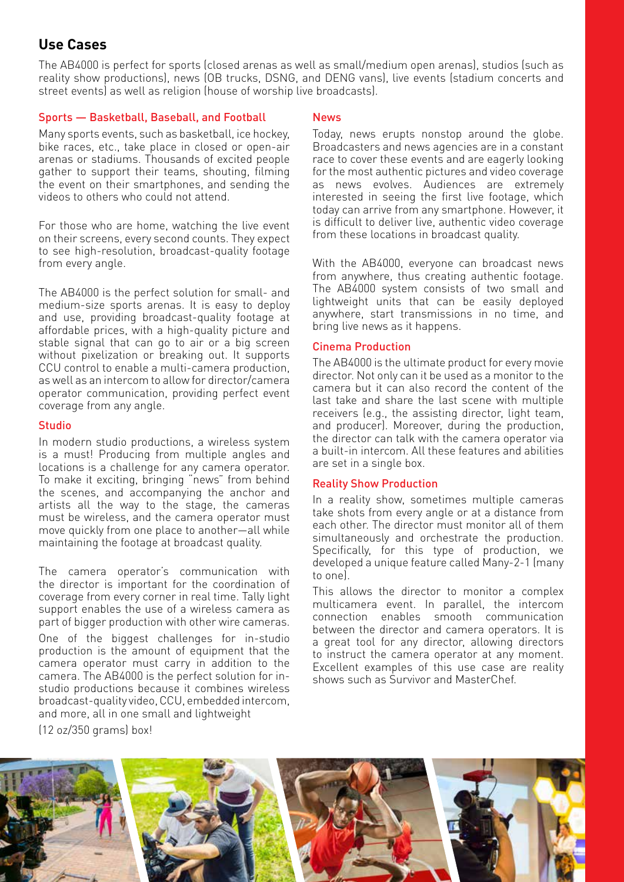## Use Cases

The AB4000 is perfect for sports (closed arenas as well as small/medium open arenas), studios (such as reality show productions), news (OB trucks, DSNG, and DENG vans), live events (stadium concerts and street events) as well as religion (house of worship live broadcasts).

### Sports — Basketball, Baseball, and Football

Many sports events, such as basketball, ice hockey, bike races, etc., take place in closed or open-air arenas or stadiums. Thousands of excited people gather to support their teams, shouting, filming the event on their smartphones, and sending the videos to others who could not attend.

For those who are home, watching the live event on their screens, every second counts. They expect to see high-resolution, broadcast-quality footage from every angle.

The AB4000 is the perfect solution for small- and medium-size sports arenas. It is easy to deploy and use, providing broadcast-quality footage at affordable prices, with a high-quality picture and stable signal that can go to air or a big screen without pixelization or breaking out. It supports CCU control to enable a multi-camera production, as well as an intercom to allow for director/camera operator communication, providing perfect event coverage from any angle.

### Studio

In modern studio productions, a wireless system is a must! Producing from multiple angles and locations is a challenge for any camera operator. To make it exciting, bringing "news" from behind the scenes, and accompanying the anchor and artists all the way to the stage, the cameras must be wireless, and the camera operator must move quickly from one place to another—all while maintaining the footage at broadcast quality.

The camera operator's communication with the director is important for the coordination of coverage from every corner in real time. Tally light support enables the use of a wireless camera as part of bigger production with other wire cameras.

One of the biggest challenges for in-studio production is the amount of equipment that the camera operator must carry in addition to the camera. The AB4000 is the perfect solution for in-studio productions because it combines wireless broadcast-quality video, CCU, embedded intercom, and more, all in one small and lightweight (12 oz/350 grams) box!

### News

Today, news erupts nonstop around the globe. Broadcasters and news agencies are in a constant race to cover these events and are eagerly looking for the most authentic pictures and video coverage as news evolves. Audiences are extremely interested in seeing the first live footage, which today can arrive from any smartphone. However, it is difficult to deliver live, authentic video coverage from these locations in broadcast quality.

With the AB4000, everyone can broadcast news from anywhere, thus creating authentic footage. The AB4000 system consists of two small and lightweight units that can be easily deployed anywhere, start transmissions in no time, and bring live news as it happens.

### Cinema Production

The AB4000 is the ultimate product for every movie director. Not only can it be used as a monitor to the camera but it can also record the content of the last take and share the last scene with multiple receivers (e.g., the assisting director, light team, and producer). Moreover, during the production, the director can talk with the camera operator via a built-in intercom. All these features and abilities are set in a single box.

### Reality Show Production

In a reality show, sometimes multiple cameras take shots from every angle or at a distance from each other. The director must monitor all of them simultaneously and orchestrate the production. Specifically, for this type of production, we developed a unique feature called Many-2-1 (many to one).

This allows the director to monitor a complex multicamera event. In parallel, the intercom connection enables smooth communication between the director and camera operators. It is a great tool for any director, allowing directors to instruct the camera operator at any moment. Excellent examples of this use case are reality shows such as Survivor and MasterChef.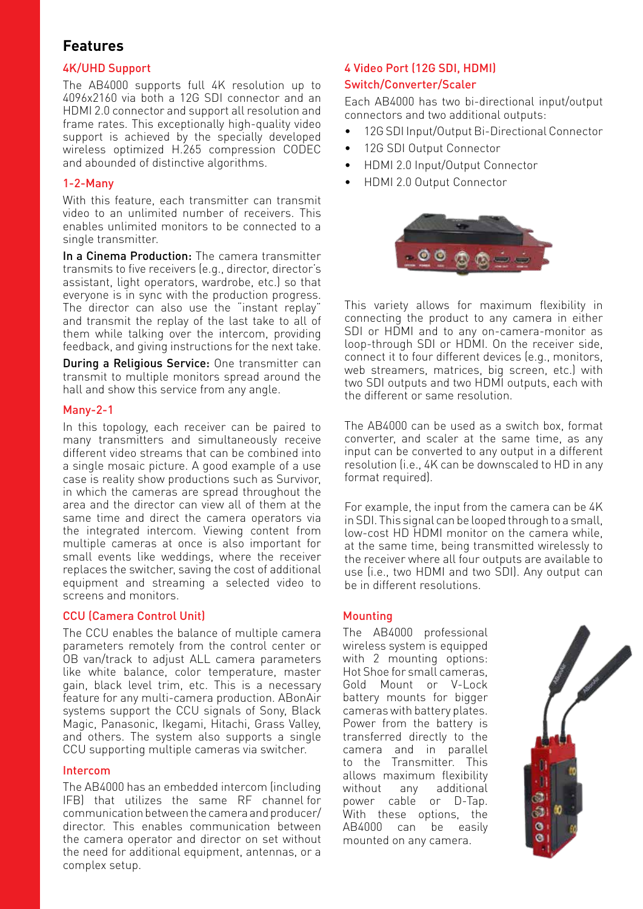# Features

## 4K/UHD Support

The AB4000 supports full 4K resolution up to 4096x2160 via both a 12G SDI connector and an HDMI 2.0 connector and support all resolution and frame rates. This exceptionally high-quality video support is achieved by the specially developed wireless optimized H.265 compression CODEC and abounded of distinctive algorithms.

## 1-2-Many

With this feature, each transmitter can transmit video to an unlimited number of receivers. This enables unlimited monitors to be connected to a single transmitter.

**In a Cinema Production:** The camera transmitter transmits to five receivers (e.g., director, director's assistant, light operators, wardrobe, etc.) so that everyone is in sync with the production progress. The director can also use the "instant replay" and transmit the replay of the last take to all of them while talking over the intercom, providing feedback, and giving instructions for the next take.

**During a Religious Service:** One transmitter can transmit to multiple monitors spread around the hall and show this service from any angle.

## Many-2-1

In this topology, each receiver can be paired to many transmitters and simultaneously receive different video streams that can be combined into a single mosaic picture. A good example of a use case is reality show productions such as Survivor, in which the cameras are spread throughout the area and the director can view all of them at the same time and direct the camera operators via the integrated intercom. Viewing content from multiple cameras at once is also important for small events like weddings, where the receiver replaces the switcher, saving the cost of additional equipment and streaming a selected video to screens and monitors.

## CCU (Camera Control Unit)

The CCU enables the balance of multiple camera parameters remotely from the control center or OB van/track to adjust ALL camera parameters like white balance, color temperature, master gain, black level trim, etc. This is a necessary feature for any multi-camera production. ABonAir systems support the CCU signals of Sony, Black Magic, Panasonic, Ikegami, Hitachi, Grass Valley, and others. The system also supports a single CCU supporting multiple cameras via switcher.

## Intercom

The AB4000 has an embedded intercom (including IFB) that utilizes the same RF channel for communication between the camera and producer/director. This enables communication between the camera operator and director on set without the need for additional equipment, antennas, or a complex setup.

## 4 Video Port (12G SDI, HDMI) Switch/Converter/Scaler

Each AB4000 has two bi-directional input/output connectors and two additional outputs:

- 12G SDI Input/Output Bi-Directional Connector
- 12G SDI Output Connector
- HDMI 2.0 Input/Output Connector
- HDMI 2.0 Output Connector

This variety allows for maximum flexibility in connecting the product to any camera in either SDI or HDMI and to any on-camera-monitor as loop-through SDI or HDMI. On the receiver side, connect it to four different devices (e.g., monitors, web streamers, matrices, big screen, etc.) with two SDI outputs and two HDMI outputs, each with the different or same resolution.

The AB4000 can be used as a switch box, format converter, and scaler at the same time, as any input can be converted to any output in a different resolution (i.e., 4K can be downscaled to HD in any format required).

For example, the input from the camera can be 4K in SDI. This signal can be looped through to a small, low-cost HD HDMI monitor on the camera while, at the same time, being transmitted wirelessly to the receiver where all four outputs are available to use (i.e., two HDMI and two SDI). Any output can be in different resolutions.

## Mounting

The AB4000 professional wireless system is equipped with 2 mounting options: Hot Shoe for small cameras, Gold Mount or V-Lock battery mounts for bigger cameras with battery plates. Power from the battery is transferred directly to the camera and in parallel to the Transmitter. This allows maximum flexibility without any additional power cable or D-Tap. With these options, the AB4000 can be easily mounted on any camera.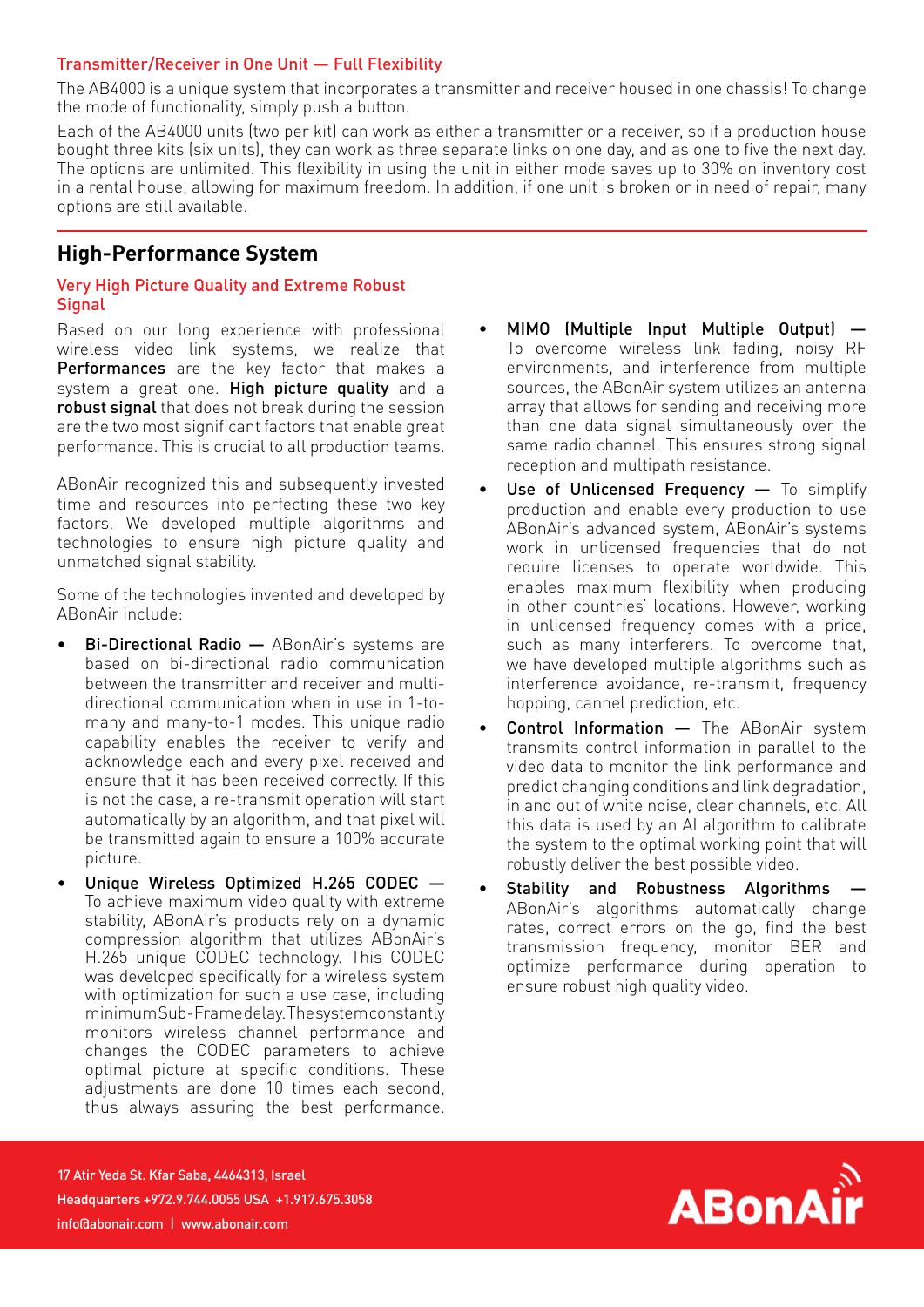### Transmitter/Receiver in One Unit — Full Flexibility

The AB4000 is a unique system that incorporates a transmitter and receiver housed in one chassis! To change the mode of functionality, simply push a button.

Each of the AB4000 units (two per kit) can work as either a transmitter or a receiver, so if a production house bought three kits (six units), they can work as three separate links on one day, and as one to five the next day. The options are unlimited. This flexibility in using the unit in either mode saves up to 30% on inventory cost in a rental house, allowing for maximum freedom. In addition, if one unit is broken or in need of repair, many options are still available.

## High-Performance System

### Very High Picture Quality and Extreme Robust Signal

Based on our long experience with professional wireless video link systems, we realize that **Performances** are the key factor that makes a system a great one. **High picture quality** and a **robust signal** that does not break during the session are the two most significant factors that enable great performance. This is crucial to all production teams.

ABonAir recognized this and subsequently invested time and resources into perfecting these two key factors. We developed multiple algorithms and technologies to ensure high picture quality and unmatched signal stability.

Some of the technologies invented and developed by ABonAir include:

- **Bi-Directional Radio —** ABonAir's systems are based on bi-directional radio communication between the transmitter and receiver and multi-directional communication when in use in 1-to-many and many-to-1 modes. This unique radio capability enables the receiver to verify and acknowledge each and every pixel received and ensure that it has been received correctly. If this is not the case, a re-transmit operation will start automatically by an algorithm, and that pixel will be transmitted again to ensure a 100% accurate picture.
- **Unique Wireless Optimized H.265 CODEC —** To achieve maximum video quality with extreme stability, ABonAir's products rely on a dynamic compression algorithm that utilizes ABonAir's H.265 unique CODEC technology. This CODEC was developed specifically for a wireless system with optimization for such a use case, including minimum Sub-Frame delay. The system constantly monitors wireless channel performance and changes the CODEC parameters to achieve optimal picture at specific conditions. These adjustments are done 10 times each second, thus always assuring the best performance.
- **MIMO (Multiple Input Multiple Output) —** To overcome wireless link fading, noisy RF environments, and interference from multiple sources, the ABonAir system utilizes an antenna array that allows for sending and receiving more than one data signal simultaneously over the same radio channel. This ensures strong signal reception and multipath resistance.
- **Use of Unlicensed Frequency —** To simplify production and enable every production to use ABonAir's advanced system, ABonAir's systems work in unlicensed frequencies that do not require licenses to operate worldwide. This enables maximum flexibility when producing in other countries' locations. However, working in unlicensed frequency comes with a price, such as many interferers. To overcome that, we have developed multiple algorithms such as interference avoidance, re-transmit, frequency hopping, cannel prediction, etc.
- **Control Information —** The ABonAir system transmits control information in parallel to the video data to monitor the link performance and predict changing conditions and link degradation, in and out of white noise, clear channels, etc. All this data is used by an AI algorithm to calibrate the system to the optimal working point that will robustly deliver the best possible video.
- **Stability and Robustness Algorithms —** ABonAir's algorithms automatically change rates, correct errors on the go, find the best transmission frequency, monitor BER and optimize performance during operation to ensure robust high quality video.

17 Atir Yeda St. Kfar Saba, 4464313, Israel
Headquarters +972.9.744.0055 USA +1.917.675.3058
info@abonair.com | www.abonair.com

ABonAir